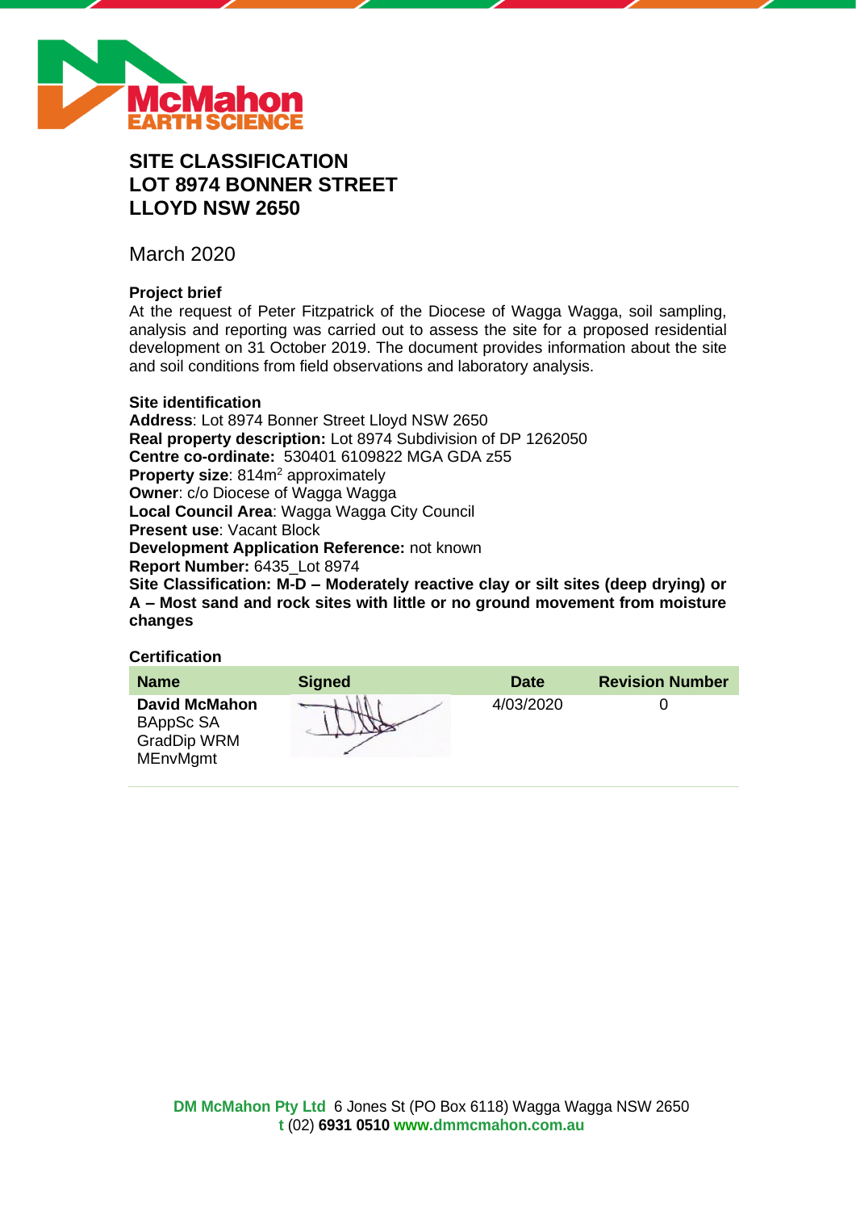# SITE CLASSIFICATION
# LOT 8974 BONNER STREET
# LLOYD NSW 2650

March 2020

**Project brief**

At the request of Peter Fitzpatrick of the Diocese of Wagga Wagga, soil sampling, analysis and reporting was carried out to assess the site for a proposed residential development on 31 October 2019. The document provides information about the site and soil conditions from field observations and laboratory analysis.

**Site identification**

**Address**: Lot 8974 Bonner Street Lloyd NSW 2650
**Real property description:** Lot 8974 Subdivision of DP 1262050
**Centre co-ordinate:** 530401 6109822 MGA GDA z55
**Property size**: 814m$^2$ approximately
**Owner**: c/o Diocese of Wagga Wagga
**Local Council Area**: Wagga Wagga City Council
**Present use**: Vacant Block
**Development Application Reference:** not known
**Report Number:** 6435_Lot 8974
**Site Classification: M-D – Moderately reactive clay or silt sites (deep drying) or A – Most sand and rock sites with little or no ground movement from moisture changes**

**Certification**

| Name | Signed | Date | Revision Number |
|---|---|---|---|
| **David McMahon** BAppSc SA GradDip WRM MEnvMgmt | | 4/03/2020 | 0 |

**DM McMahon Pty Ltd** 6 Jones St (PO Box 6118) Wagga Wagga NSW 2650
**t** (02) **6931 0510** **www.dmmcmahon.com.au**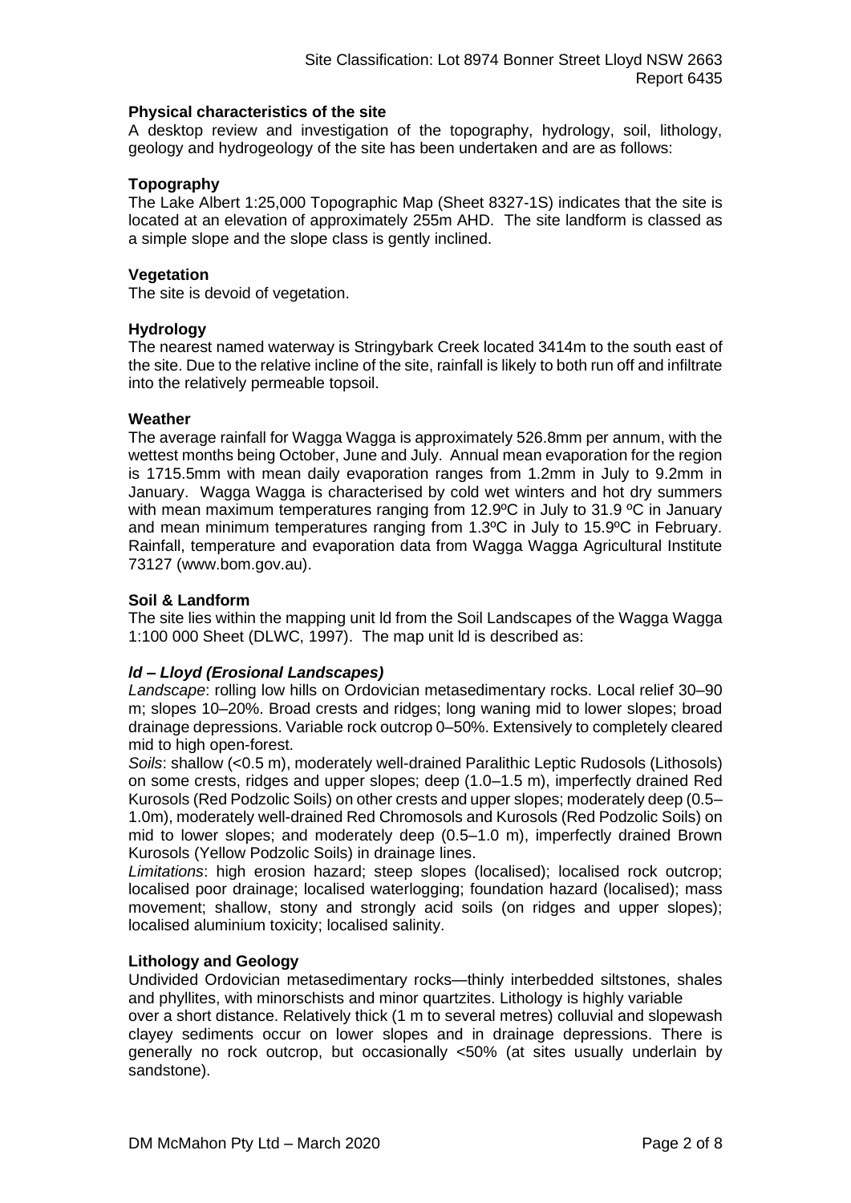**Physical characteristics of the site**

A desktop review and investigation of the topography, hydrology, soil, lithology, geology and hydrogeology of the site has been undertaken and are as follows:

**Topography**

The Lake Albert 1:25,000 Topographic Map (Sheet 8327-1S) indicates that the site is located at an elevation of approximately 255m AHD. The site landform is classed as a simple slope and the slope class is gently inclined.

**Vegetation**

The site is devoid of vegetation.

**Hydrology**

The nearest named waterway is Stringybark Creek located 3414m to the south east of the site. Due to the relative incline of the site, rainfall is likely to both run off and infiltrate into the relatively permeable topsoil.

**Weather**

The average rainfall for Wagga Wagga is approximately 526.8mm per annum, with the wettest months being October, June and July. Annual mean evaporation for the region is 1715.5mm with mean daily evaporation ranges from 1.2mm in July to 9.2mm in January. Wagga Wagga is characterised by cold wet winters and hot dry summers with mean maximum temperatures ranging from 12.9ºC in July to 31.9 ºC in January and mean minimum temperatures ranging from 1.3ºC in July to 15.9ºC in February. Rainfall, temperature and evaporation data from Wagga Wagga Agricultural Institute 73127 (www.bom.gov.au).

**Soil & Landform**

The site lies within the mapping unit ld from the Soil Landscapes of the Wagga Wagga 1:100 000 Sheet (DLWC, 1997). The map unit ld is described as:

***ld – Lloyd (Erosional Landscapes)***

*Landscape*: rolling low hills on Ordovician metasedimentary rocks. Local relief 30–90 m; slopes 10–20%. Broad crests and ridges; long waning mid to lower slopes; broad drainage depressions. Variable rock outcrop 0–50%. Extensively to completely cleared mid to high open-forest.

*Soils*: shallow (<0.5 m), moderately well-drained Paralithic Leptic Rudosols (Lithosols) on some crests, ridges and upper slopes; deep (1.0–1.5 m), imperfectly drained Red Kurosols (Red Podzolic Soils) on other crests and upper slopes; moderately deep (0.5–1.0m), moderately well-drained Red Chromosols and Kurosols (Red Podzolic Soils) on mid to lower slopes; and moderately deep (0.5–1.0 m), imperfectly drained Brown Kurosols (Yellow Podzolic Soils) in drainage lines.

*Limitations*: high erosion hazard; steep slopes (localised); localised rock outcrop; localised poor drainage; localised waterlogging; foundation hazard (localised); mass movement; shallow, stony and strongly acid soils (on ridges and upper slopes); localised aluminium toxicity; localised salinity.

**Lithology and Geology**

Undivided Ordovician metasedimentary rocks—thinly interbedded siltstones, shales and phyllites, with minorschists and minor quartzites. Lithology is highly variable over a short distance. Relatively thick (1 m to several metres) colluvial and slopewash clayey sediments occur on lower slopes and in drainage depressions. There is generally no rock outcrop, but occasionally <50% (at sites usually underlain by sandstone).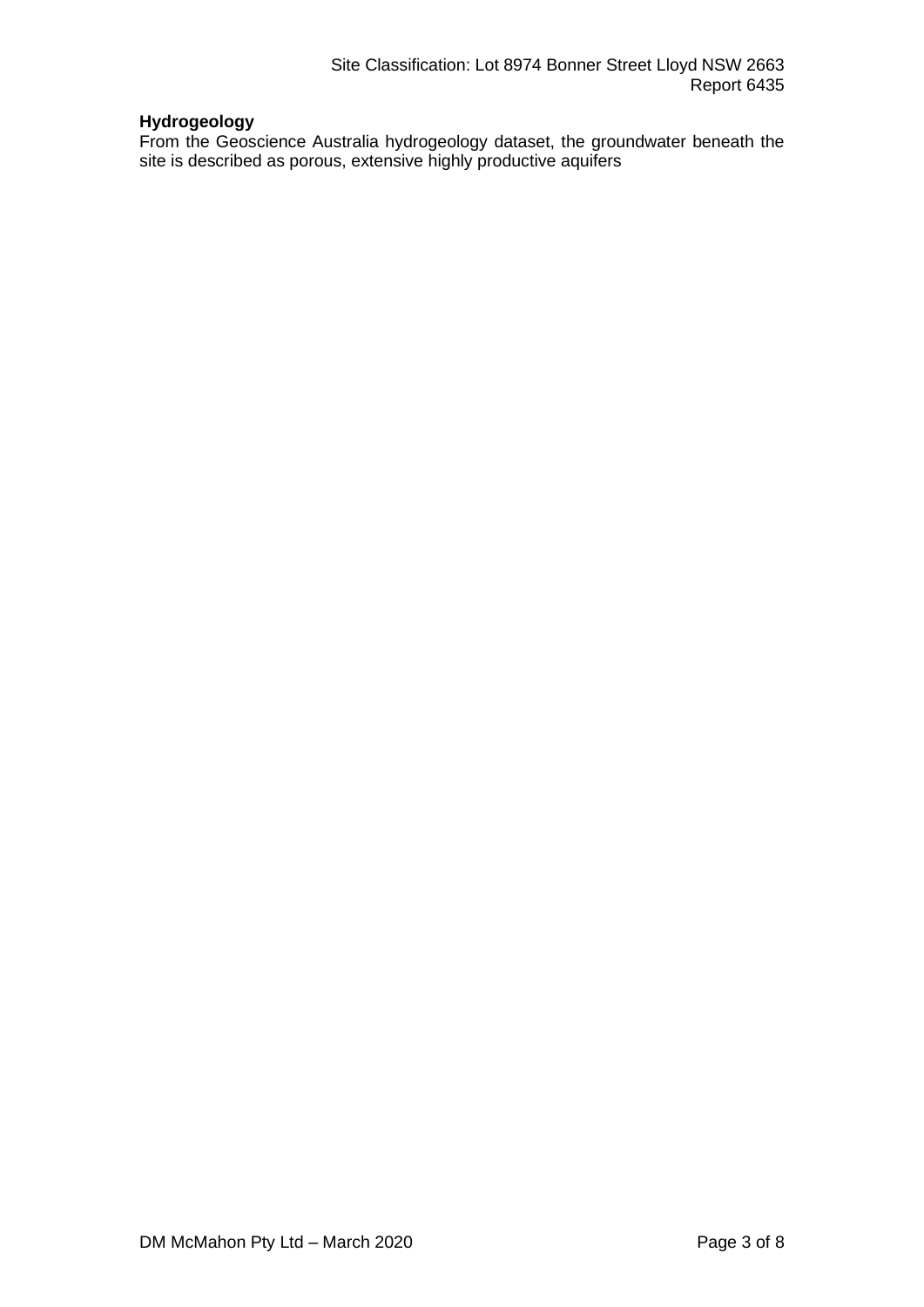**Hydrogeology**

From the Geoscience Australia hydrogeology dataset, the groundwater beneath the site is described as porous, extensive highly productive aquifers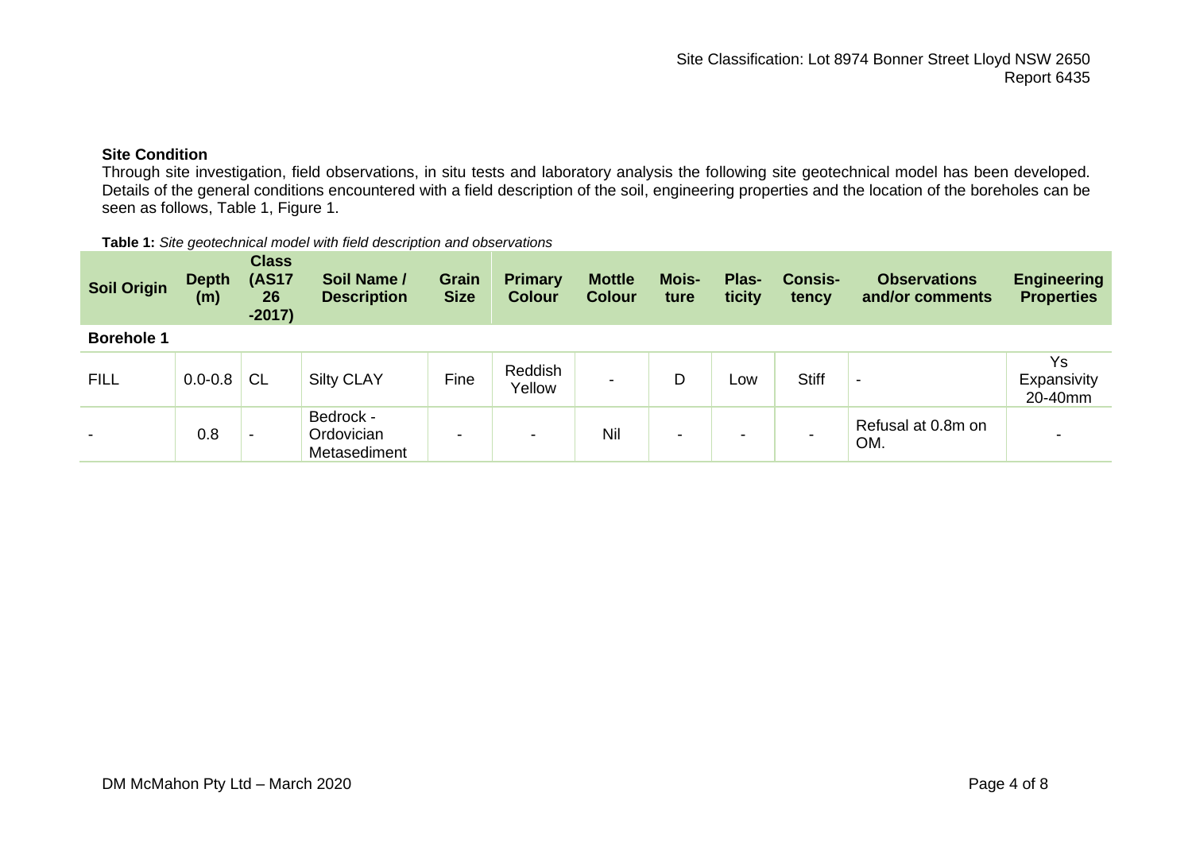### Site Condition

Through site investigation, field observations, in situ tests and laboratory analysis the following site geotechnical model has been developed. Details of the general conditions encountered with a field description of the soil, engineering properties and the location of the boreholes can be seen as follows, Table 1, Figure 1.

**Table 1:** *Site geotechnical model with field description and observations*

| Soil Origin | Depth (m) | Class (AS1726-2017) | Soil Name / Description | Grain Size | Primary Colour | Mottle Colour | Moisture | Plasticity | Consistency | Observations and/or comments | Engineering Properties |
|---|---|---|---|---|---|---|---|---|---|---|---|
| **Borehole 1** | | | | | | | | | | | |
| FILL | 0.0-0.8 | CL | Silty CLAY | Fine | Reddish Yellow | - | D | Low | Stiff | - | Ys Expansivity 20-40mm |
| - | 0.8 | - | Bedrock - Ordovician Metasediment | - | - | Nil | - | - | - | Refusal at 0.8m on OM. | - |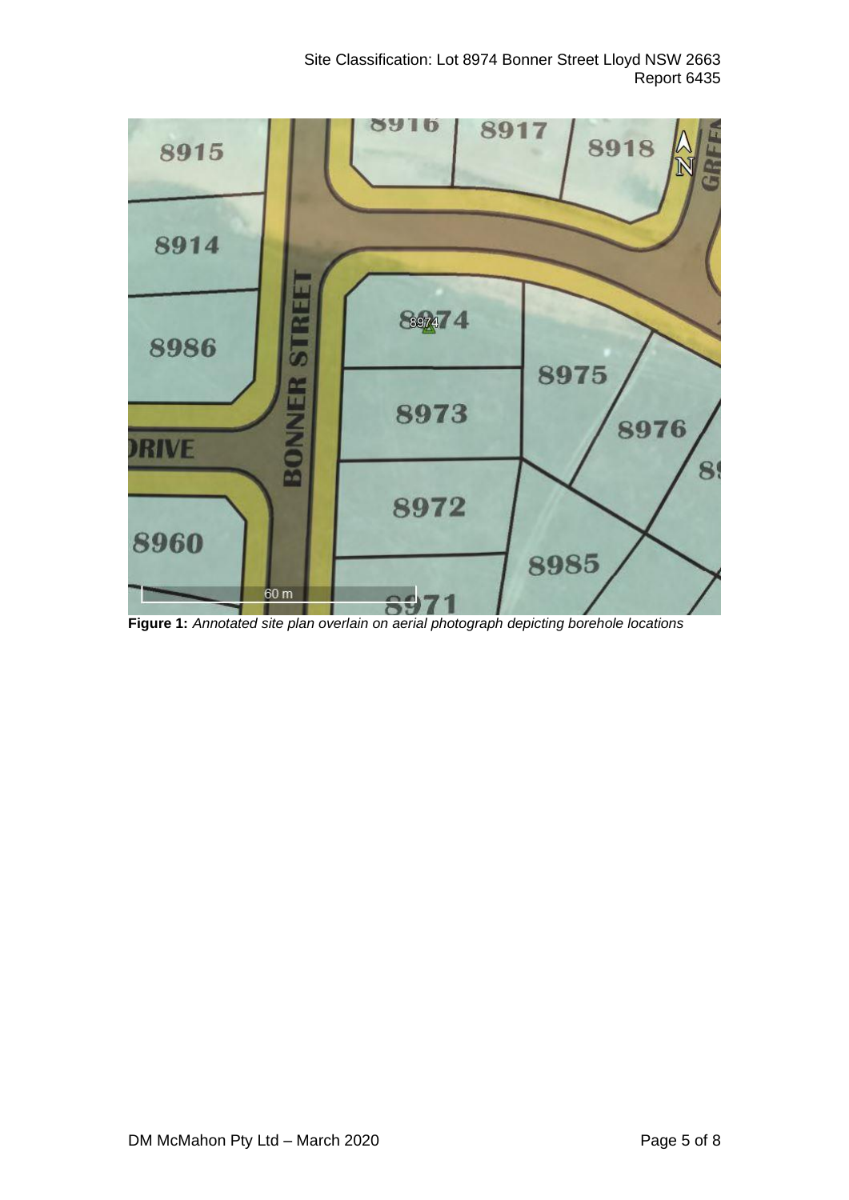**Figure 1:** *Annotated site plan overlain on aerial photograph depicting borehole locations*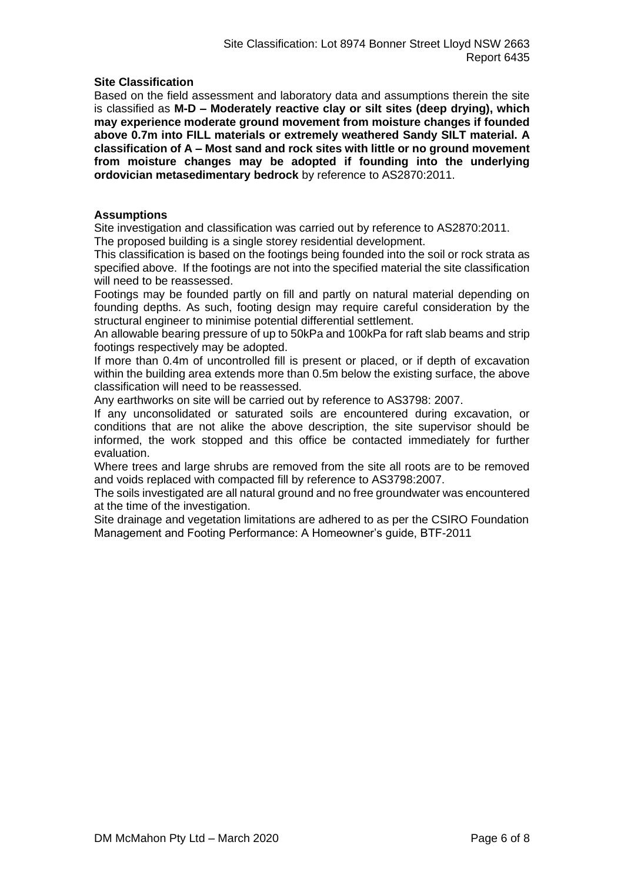**Site Classification**

Based on the field assessment and laboratory data and assumptions therein the site is classified as **M-D – Moderately reactive clay or silt sites (deep drying), which may experience moderate ground movement from moisture changes if founded above 0.7m into FILL materials or extremely weathered Sandy SILT material. A classification of A – Most sand and rock sites with little or no ground movement from moisture changes may be adopted if founding into the underlying ordovician metasedimentary bedrock** by reference to AS2870:2011.

**Assumptions**

Site investigation and classification was carried out by reference to AS2870:2011.

The proposed building is a single storey residential development.

This classification is based on the footings being founded into the soil or rock strata as specified above. If the footings are not into the specified material the site classification will need to be reassessed.

Footings may be founded partly on fill and partly on natural material depending on founding depths. As such, footing design may require careful consideration by the structural engineer to minimise potential differential settlement.

An allowable bearing pressure of up to 50kPa and 100kPa for raft slab beams and strip footings respectively may be adopted.

If more than 0.4m of uncontrolled fill is present or placed, or if depth of excavation within the building area extends more than 0.5m below the existing surface, the above classification will need to be reassessed.

Any earthworks on site will be carried out by reference to AS3798: 2007.

If any unconsolidated or saturated soils are encountered during excavation, or conditions that are not alike the above description, the site supervisor should be informed, the work stopped and this office be contacted immediately for further evaluation.

Where trees and large shrubs are removed from the site all roots are to be removed and voids replaced with compacted fill by reference to AS3798:2007.

The soils investigated are all natural ground and no free groundwater was encountered at the time of the investigation.

Site drainage and vegetation limitations are adhered to as per the CSIRO Foundation Management and Footing Performance: A Homeowner's guide, BTF-2011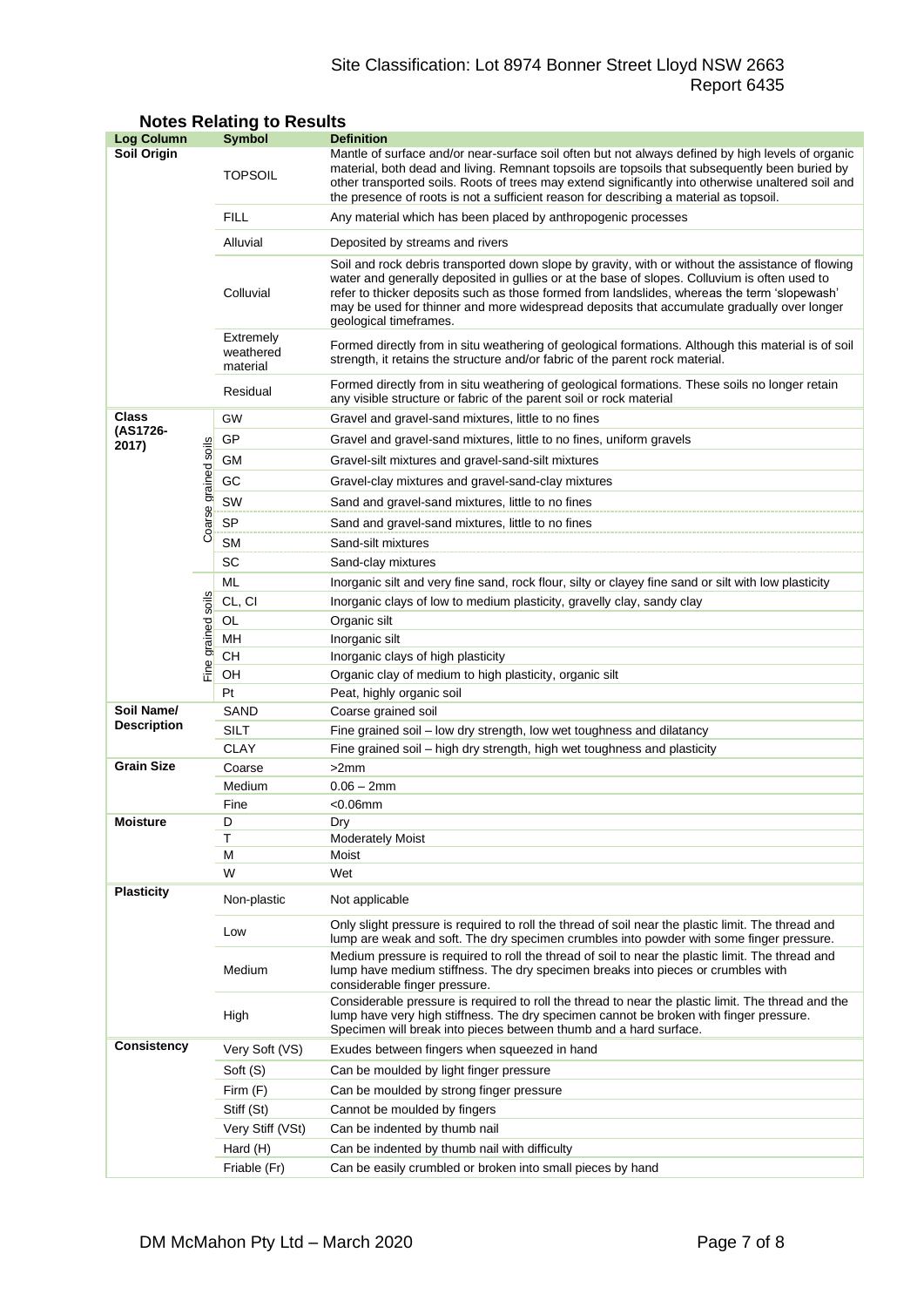## Notes Relating to Results

| Log Column | | Symbol | Definition |
|---|---|---|---|
| Soil Origin | | TOPSOIL | Mantle of surface and/or near-surface soil often but not always defined by high levels of organic material, both dead and living. Remnant topsoils are topsoils that subsequently been buried by other transported soils. Roots of trees may extend significantly into otherwise unaltered soil and the presence of roots is not a sufficient reason for describing a material as topsoil. |
| | | FILL | Any material which has been placed by anthropogenic processes |
| | | Alluvial | Deposited by streams and rivers |
| | | Colluvial | Soil and rock debris transported down slope by gravity, with or without the assistance of flowing water and generally deposited in gullies or at the base of slopes. Colluvium is often used to refer to thicker deposits such as those formed from landslides, whereas the term 'slopewash' may be used for thinner and more widespread deposits that accumulate gradually over longer geological timeframes. |
| | | Extremely weathered material | Formed directly from in situ weathering of geological formations. Although this material is of soil strength, it retains the structure and/or fabric of the parent rock material. |
| | | Residual | Formed directly from in situ weathering of geological formations. These soils no longer retain any visible structure or fabric of the parent soil or rock material |
| Class (AS1726-2017) | Coarse grained soils | GW | Gravel and gravel-sand mixtures, little to no fines |
| | | GP | Gravel and gravel-sand mixtures, little to no fines, uniform gravels |
| | | GM | Gravel-silt mixtures and gravel-sand-silt mixtures |
| | | GC | Gravel-clay mixtures and gravel-sand-clay mixtures |
| | | SW | Sand and gravel-sand mixtures, little to no fines |
| | | SP | Sand and gravel-sand mixtures, little to no fines |
| | | SM | Sand-silt mixtures |
| | | SC | Sand-clay mixtures |
| | Fine grained soils | ML | Inorganic silt and very fine sand, rock flour, silty or clayey fine sand or silt with low plasticity |
| | | CL, CI | Inorganic clays of low to medium plasticity, gravelly clay, sandy clay |
| | | OL | Organic silt |
| | | MH | Inorganic silt |
| | | CH | Inorganic clays of high plasticity |
| | | OH | Organic clay of medium to high plasticity, organic silt |
| | | Pt | Peat, highly organic soil |
| Soil Name/ Description | | SAND | Coarse grained soil |
| | | SILT | Fine grained soil – low dry strength, low wet toughness and dilatancy |
| | | CLAY | Fine grained soil – high dry strength, high wet toughness and plasticity |
| Grain Size | | Coarse | >2mm |
| | | Medium | 0.06 – 2mm |
| | | Fine | <0.06mm |
| Moisture | | D | Dry |
| | | T | Moderately Moist |
| | | M | Moist |
| | | W | Wet |
| Plasticity | | Non-plastic | Not applicable |
| | | Low | Only slight pressure is required to roll the thread of soil near the plastic limit. The thread and lump are weak and soft. The dry specimen crumbles into powder with some finger pressure. |
| | | Medium | Medium pressure is required to roll the thread of soil to near the plastic limit. The thread and lump have medium stiffness. The dry specimen breaks into pieces or crumbles with considerable finger pressure. |
| | | High | Considerable pressure is required to roll the thread to near the plastic limit. The thread and the lump have very high stiffness. The dry specimen cannot be broken with finger pressure. Specimen will break into pieces between thumb and a hard surface. |
| Consistency | | Very Soft (VS) | Exudes between fingers when squeezed in hand |
| | | Soft (S) | Can be moulded by light finger pressure |
| | | Firm (F) | Can be moulded by strong finger pressure |
| | | Stiff (St) | Cannot be moulded by fingers |
| | | Very Stiff (VSt) | Can be indented by thumb nail |
| | | Hard (H) | Can be indented by thumb nail with difficulty |
| | | Friable (Fr) | Can be easily crumbled or broken into small pieces by hand |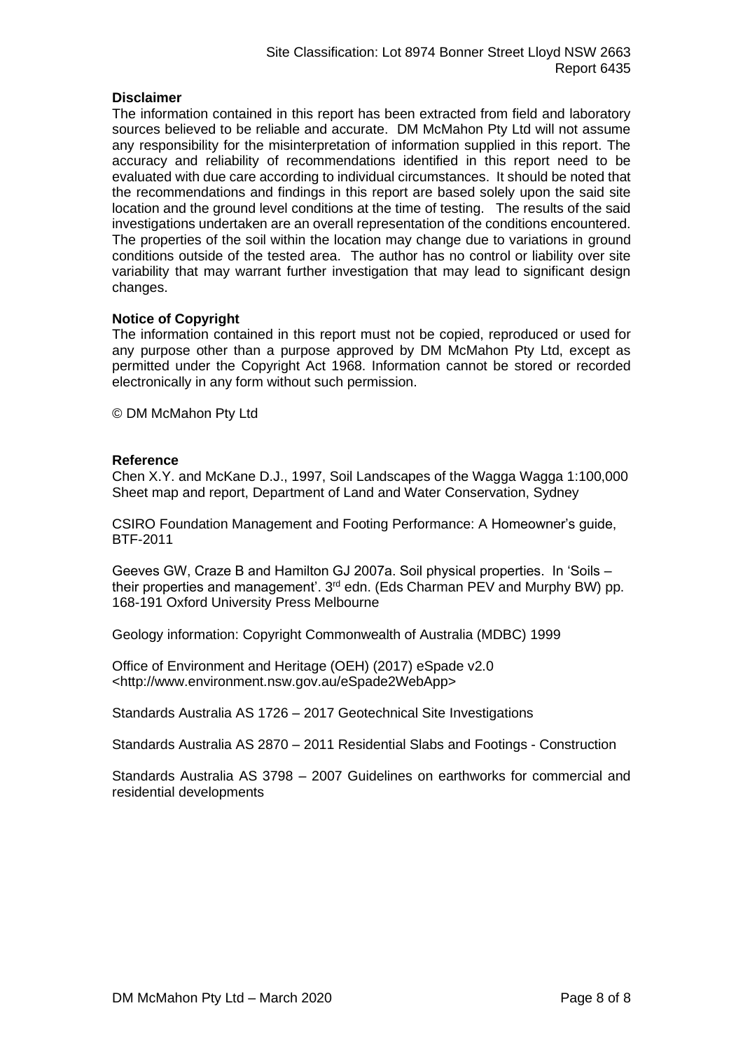**Disclaimer**

The information contained in this report has been extracted from field and laboratory sources believed to be reliable and accurate. DM McMahon Pty Ltd will not assume any responsibility for the misinterpretation of information supplied in this report. The accuracy and reliability of recommendations identified in this report need to be evaluated with due care according to individual circumstances. It should be noted that the recommendations and findings in this report are based solely upon the said site location and the ground level conditions at the time of testing. The results of the said investigations undertaken are an overall representation of the conditions encountered. The properties of the soil within the location may change due to variations in ground conditions outside of the tested area. The author has no control or liability over site variability that may warrant further investigation that may lead to significant design changes.

**Notice of Copyright**

The information contained in this report must not be copied, reproduced or used for any purpose other than a purpose approved by DM McMahon Pty Ltd, except as permitted under the Copyright Act 1968. Information cannot be stored or recorded electronically in any form without such permission.

© DM McMahon Pty Ltd

**Reference**

Chen X.Y. and McKane D.J., 1997, Soil Landscapes of the Wagga Wagga 1:100,000 Sheet map and report, Department of Land and Water Conservation, Sydney

CSIRO Foundation Management and Footing Performance: A Homeowner's guide, BTF-2011

Geeves GW, Craze B and Hamilton GJ 2007a. Soil physical properties. In 'Soils – their properties and management'. 3rd edn. (Eds Charman PEV and Murphy BW) pp. 168-191 Oxford University Press Melbourne

Geology information: Copyright Commonwealth of Australia (MDBC) 1999

Office of Environment and Heritage (OEH) (2017) eSpade v2.0 <http://www.environment.nsw.gov.au/eSpade2WebApp>

Standards Australia AS 1726 – 2017 Geotechnical Site Investigations

Standards Australia AS 2870 – 2011 Residential Slabs and Footings - Construction

Standards Australia AS 3798 – 2007 Guidelines on earthworks for commercial and residential developments